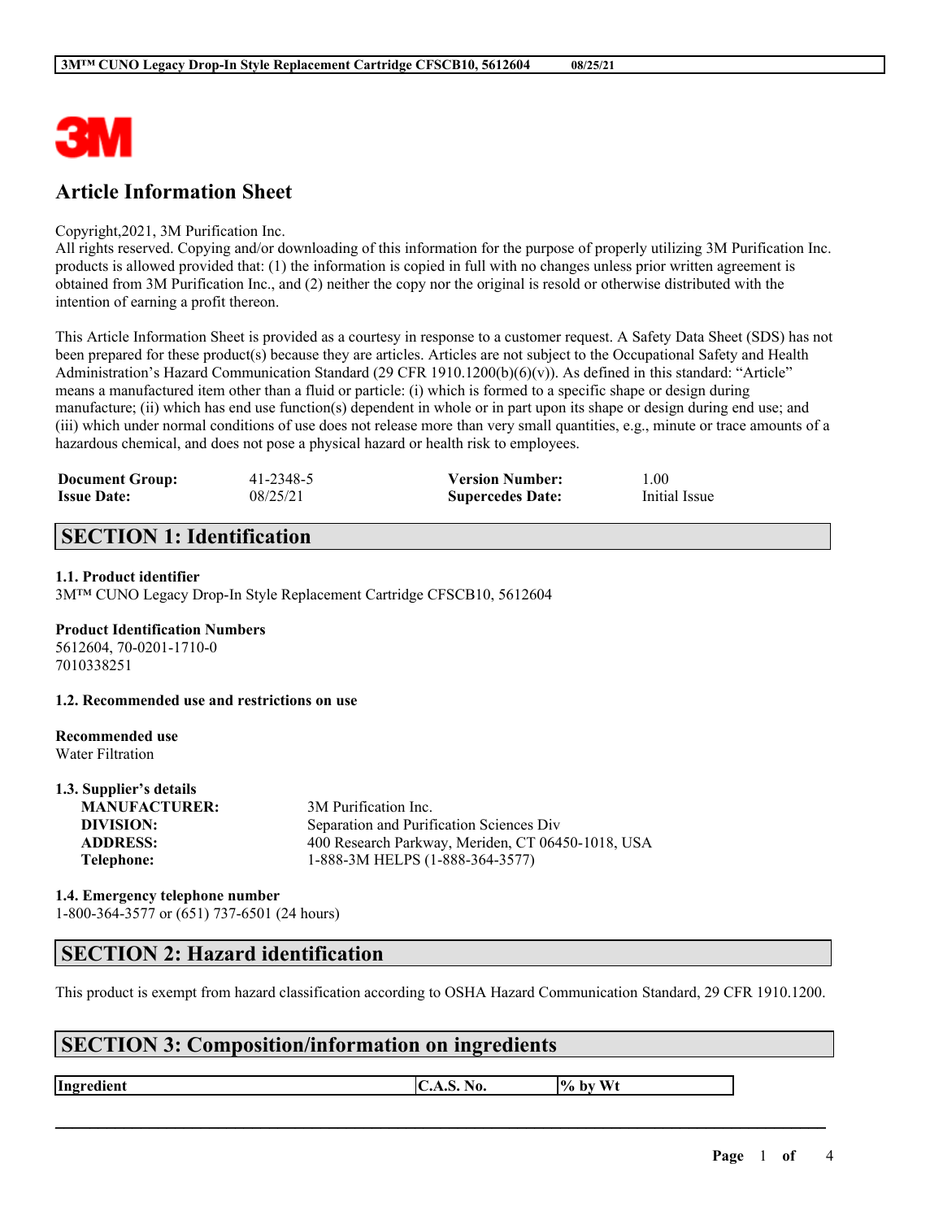# Article Information Sheet

Copyright,2021, 3M Purification Inc.
All rights reserved. Copying and/or downloading of this information for the purpose of properly utilizing 3M Purification Inc. products is allowed provided that: (1) the information is copied in full with no changes unless prior written agreement is obtained from 3M Purification Inc., and (2) neither the copy nor the original is resold or otherwise distributed with the intention of earning a profit thereon.

This Article Information Sheet is provided as a courtesy in response to a customer request. A Safety Data Sheet (SDS) has not been prepared for these product(s) because they are articles. Articles are not subject to the Occupational Safety and Health Administration's Hazard Communication Standard (29 CFR 1910.1200(b)(6)(v)). As defined in this standard: "Article" means a manufactured item other than a fluid or particle: (i) which is formed to a specific shape or design during manufacture; (ii) which has end use function(s) dependent in whole or in part upon its shape or design during end use; and (iii) which under normal conditions of use does not release more than very small quantities, e.g., minute or trace amounts of a hazardous chemical, and does not pose a physical hazard or health risk to employees.

| | | | |
|---|---|---|---|
| **Document Group:** | 41-2348-5 | **Version Number:** | 1.00 |
| **Issue Date:** | 08/25/21 | **Supercedes Date:** | Initial Issue |

## SECTION 1: Identification

**1.1. Product identifier**
3M™ CUNO Legacy Drop-In Style Replacement Cartridge CFSCB10, 5612604

**Product Identification Numbers**
5612604, 70-0201-1710-0
7010338251

**1.2. Recommended use and restrictions on use**

**Recommended use**
Water Filtration

**1.3. Supplier's details**

| | |
|---|---|
| **MANUFACTURER:** | 3M Purification Inc. |
| **DIVISION:** | Separation and Purification Sciences Div |
| **ADDRESS:** | 400 Research Parkway, Meriden, CT 06450-1018, USA |
| **Telephone:** | 1-888-3M HELPS (1-888-364-3577) |

**1.4. Emergency telephone number**
1-800-364-3577 or (651) 737-6501 (24 hours)

## SECTION 2: Hazard identification

This product is exempt from hazard classification according to OSHA Hazard Communication Standard, 29 CFR 1910.1200.

## SECTION 3: Composition/information on ingredients

| Ingredient | C.A.S. No. | % by Wt |
|---|---|---|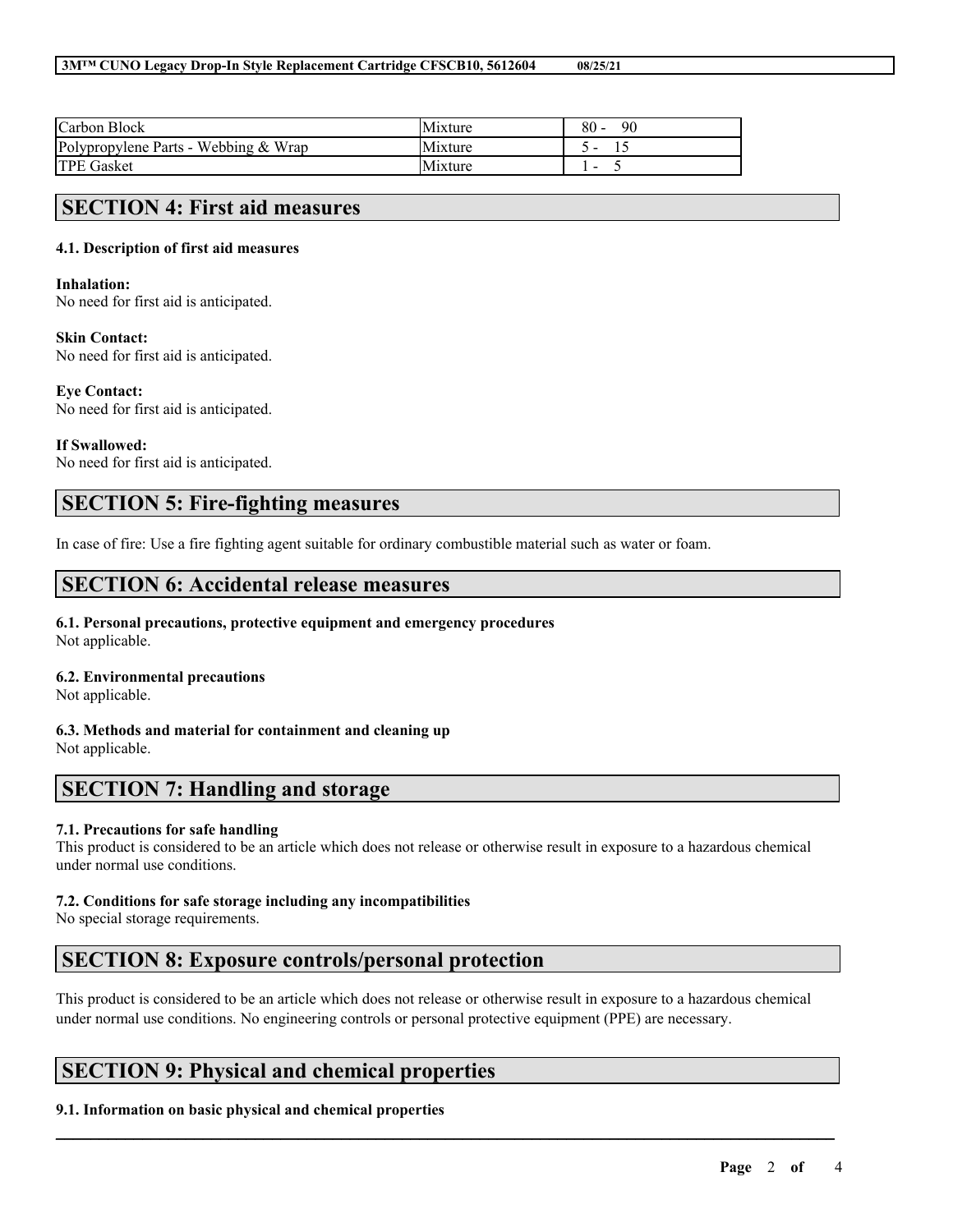| Carbon Block | Mixture | 80 - 90 |
| --- | --- | --- |
| Polypropylene Parts - Webbing & Wrap | Mixture | 5 - 15 |
| TPE Gasket | Mixture | 1 - 5 |

## SECTION 4: First aid measures

### 4.1. Description of first aid measures

**Inhalation:**
No need for first aid is anticipated.

**Skin Contact:**
No need for first aid is anticipated.

**Eye Contact:**
No need for first aid is anticipated.

**If Swallowed:**
No need for first aid is anticipated.

## SECTION 5: Fire-fighting measures

In case of fire: Use a fire fighting agent suitable for ordinary combustible material such as water or foam.

## SECTION 6: Accidental release measures

### 6.1. Personal precautions, protective equipment and emergency procedures
Not applicable.

### 6.2. Environmental precautions
Not applicable.

### 6.3. Methods and material for containment and cleaning up
Not applicable.

## SECTION 7: Handling and storage

### 7.1. Precautions for safe handling
This product is considered to be an article which does not release or otherwise result in exposure to a hazardous chemical under normal use conditions.

### 7.2. Conditions for safe storage including any incompatibilities
No special storage requirements.

## SECTION 8: Exposure controls/personal protection

This product is considered to be an article which does not release or otherwise result in exposure to a hazardous chemical under normal use conditions. No engineering controls or personal protective equipment (PPE) are necessary.

## SECTION 9: Physical and chemical properties

### 9.1. Information on basic physical and chemical properties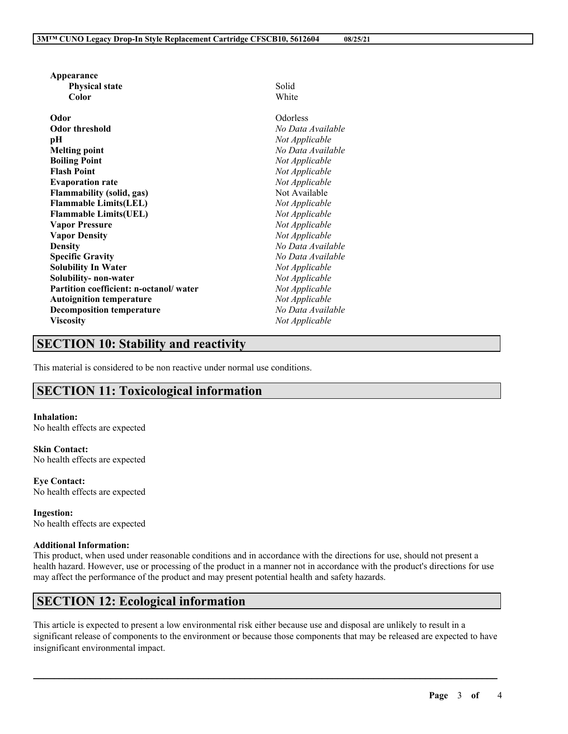| **Appearance** | |
| --- | --- |
| **Physical state** | Solid |
| **Color** | White |
| **Odor** | Odorless |
| **Odor threshold** | *No Data Available* |
| **pH** | *Not Applicable* |
| **Melting point** | *No Data Available* |
| **Boiling Point** | *Not Applicable* |
| **Flash Point** | *Not Applicable* |
| **Evaporation rate** | *Not Applicable* |
| **Flammability (solid, gas)** | Not Available |
| **Flammable Limits(LEL)** | *Not Applicable* |
| **Flammable Limits(UEL)** | *Not Applicable* |
| **Vapor Pressure** | *Not Applicable* |
| **Vapor Density** | *Not Applicable* |
| **Density** | *No Data Available* |
| **Specific Gravity** | *No Data Available* |
| **Solubility In Water** | *Not Applicable* |
| **Solubility- non-water** | *Not Applicable* |
| **Partition coefficient: n-octanol/ water** | *Not Applicable* |
| **Autoignition temperature** | *Not Applicable* |
| **Decomposition temperature** | *No Data Available* |
| **Viscosity** | *Not Applicable* |

## SECTION 10: Stability and reactivity

This material is considered to be non reactive under normal use conditions.

## SECTION 11: Toxicological information

**Inhalation:**
No health effects are expected

**Skin Contact:**
No health effects are expected

**Eye Contact:**
No health effects are expected

**Ingestion:**
No health effects are expected

**Additional Information:**
This product, when used under reasonable conditions and in accordance with the directions for use, should not present a health hazard. However, use or processing of the product in a manner not in accordance with the product's directions for use may affect the performance of the product and may present potential health and safety hazards.

## SECTION 12: Ecological information

This article is expected to present a low environmental risk either because use and disposal are unlikely to result in a significant release of components to the environment or because those components that may be released are expected to have insignificant environmental impact.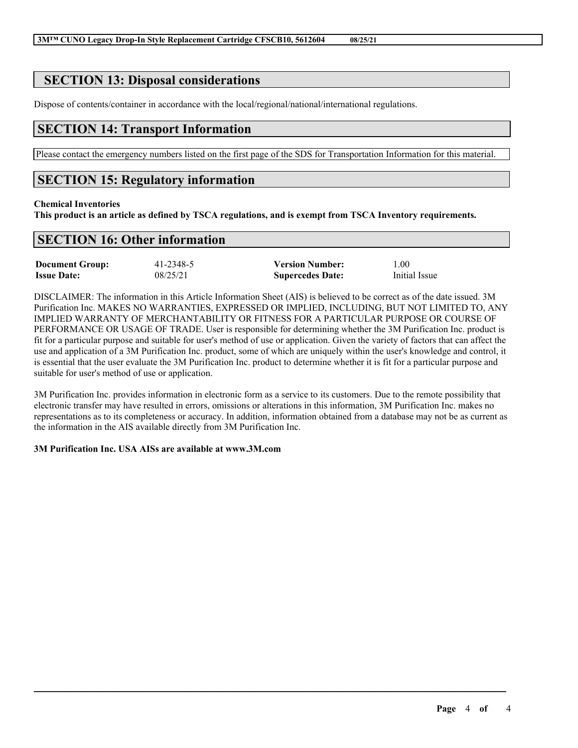## SECTION 13: Disposal considerations

Dispose of contents/container in accordance with the local/regional/national/international regulations.

## SECTION 14: Transport Information

Please contact the emergency numbers listed on the first page of the SDS for Transportation Information for this material.

## SECTION 15: Regulatory information

**Chemical Inventories**

**This product is an article as defined by TSCA regulations, and is exempt from TSCA Inventory requirements.**

## SECTION 16: Other information

| | | | |
|---|---|---|---|
| **Document Group:** | 41-2348-5 | **Version Number:** | 1.00 |
| **Issue Date:** | 08/25/21 | **Supercedes Date:** | Initial Issue |

DISCLAIMER: The information in this Article Information Sheet (AIS) is believed to be correct as of the date issued. 3M Purification Inc. MAKES NO WARRANTIES, EXPRESSED OR IMPLIED, INCLUDING, BUT NOT LIMITED TO, ANY IMPLIED WARRANTY OF MERCHANTABILITY OR FITNESS FOR A PARTICULAR PURPOSE OR COURSE OF PERFORMANCE OR USAGE OF TRADE. User is responsible for determining whether the 3M Purification Inc. product is fit for a particular purpose and suitable for user's method of use or application. Given the variety of factors that can affect the use and application of a 3M Purification Inc. product, some of which are uniquely within the user's knowledge and control, it is essential that the user evaluate the 3M Purification Inc. product to determine whether it is fit for a particular purpose and suitable for user's method of use or application.

3M Purification Inc. provides information in electronic form as a service to its customers. Due to the remote possibility that electronic transfer may have resulted in errors, omissions or alterations in this information, 3M Purification Inc. makes no representations as to its completeness or accuracy. In addition, information obtained from a database may not be as current as the information in the AIS available directly from 3M Purification Inc.

**3M Purification Inc. USA AISs are available at www.3M.com**